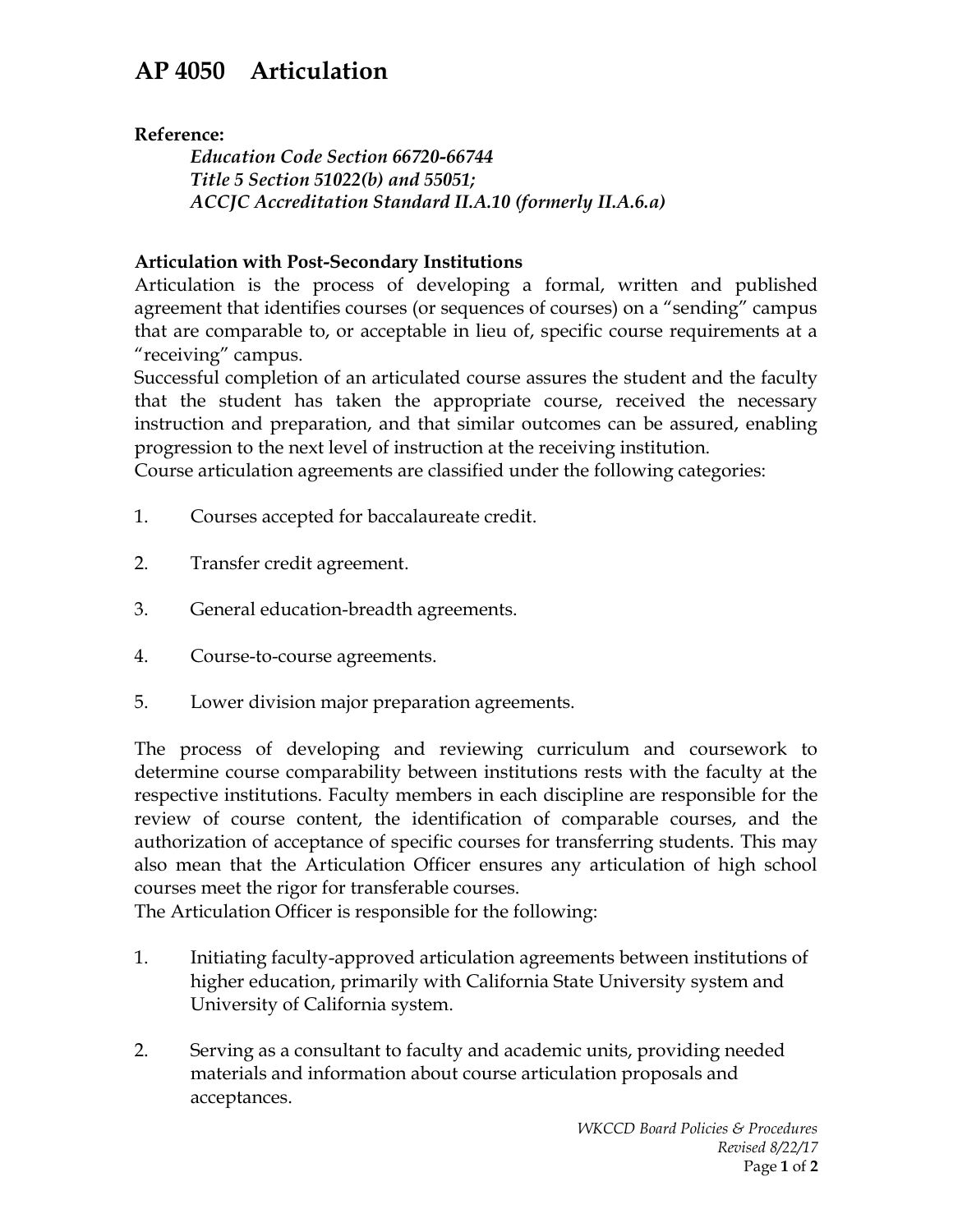# AP 4050 Articulation

**Reference:**

*Education Code Section 66720-66744*
*Title 5 Section 51022(b) and 55051;*
*ACCJC Accreditation Standard II.A.10 (formerly II.A.6.a)*

**Articulation with Post-Secondary Institutions**

Articulation is the process of developing a formal, written and published agreement that identifies courses (or sequences of courses) on a "sending" campus that are comparable to, or acceptable in lieu of, specific course requirements at a "receiving" campus.

Successful completion of an articulated course assures the student and the faculty that the student has taken the appropriate course, received the necessary instruction and preparation, and that similar outcomes can be assured, enabling progression to the next level of instruction at the receiving institution.

Course articulation agreements are classified under the following categories:

1. Courses accepted for baccalaureate credit.
2. Transfer credit agreement.
3. General education-breadth agreements.
4. Course-to-course agreements.
5. Lower division major preparation agreements.

The process of developing and reviewing curriculum and coursework to determine course comparability between institutions rests with the faculty at the respective institutions. Faculty members in each discipline are responsible for the review of course content, the identification of comparable courses, and the authorization of acceptance of specific courses for transferring students. This may also mean that the Articulation Officer ensures any articulation of high school courses meet the rigor for transferable courses.

The Articulation Officer is responsible for the following:

1. Initiating faculty-approved articulation agreements between institutions of higher education, primarily with California State University system and University of California system.
2. Serving as a consultant to faculty and academic units, providing needed materials and information about course articulation proposals and acceptances.

*WKCCD Board Policies & Procedures*
*Revised 8/22/17*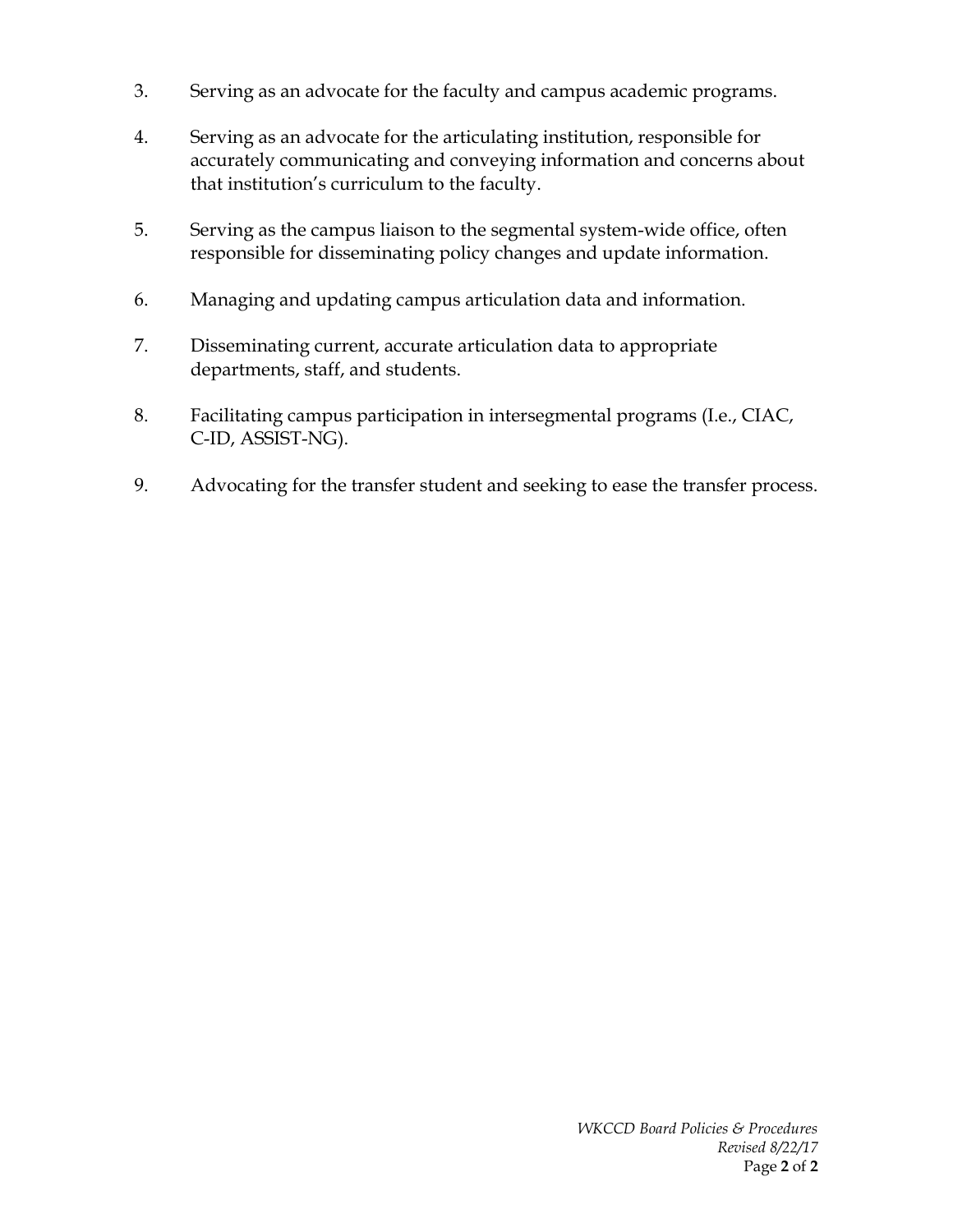3. Serving as an advocate for the faculty and campus academic programs.

4. Serving as an advocate for the articulating institution, responsible for accurately communicating and conveying information and concerns about that institution's curriculum to the faculty.

5. Serving as the campus liaison to the segmental system-wide office, often responsible for disseminating policy changes and update information.

6. Managing and updating campus articulation data and information.

7. Disseminating current, accurate articulation data to appropriate departments, staff, and students.

8. Facilitating campus participation in intersegmental programs (I.e., CIAC, C-ID, ASSIST-NG).

9. Advocating for the transfer student and seeking to ease the transfer process.